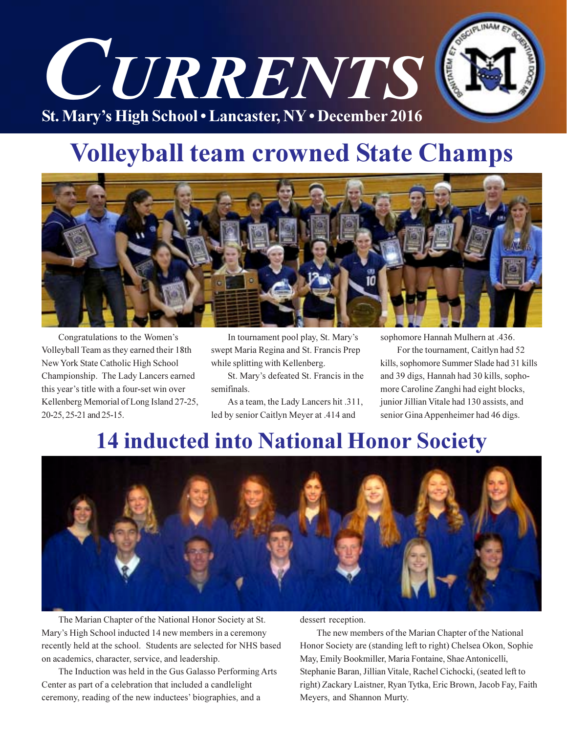# CURRENTS

**St. Mary's High School • Lancaster, NY • December 2016**

## Volleyball team crowned State Champs

Congratulations to the Women's Volleyball Team as they earned their 18th New York State Catholic High School Championship. The Lady Lancers earned this year's title with a four-set win over Kellenberg Memorial of Long Island 27-25, 20-25, 25-21 and 25-15.

In tournament pool play, St. Mary's swept Maria Regina and St. Francis Prep while splitting with Kellenberg.

St. Mary's defeated St. Francis in the semifinals.

As a team, the Lady Lancers hit .311, led by senior Caitlyn Meyer at .414 and sophomore Hannah Mulhern at .436.

For the tournament, Caitlyn had 52 kills, sophomore Summer Slade had 31 kills and 39 digs, Hannah had 30 kills, sophomore Caroline Zanghi had eight blocks, junior Jillian Vitale had 130 assists, and senior Gina Appenheimer had 46 digs.

## 14 inducted into National Honor Society

The Marian Chapter of the National Honor Society at St. Mary's High School inducted 14 new members in a ceremony recently held at the school. Students are selected for NHS based on academics, character, service, and leadership.

The Induction was held in the Gus Galasso Performing Arts Center as part of a celebration that included a candlelight ceremony, reading of the new inductees' biographies, and a dessert reception.

The new members of the Marian Chapter of the National Honor Society are (standing left to right) Chelsea Okon, Sophie May, Emily Bookmiller, Maria Fontaine, Shae Antonicelli, Stephanie Baran, Jillian Vitale, Rachel Cichocki, (seated left to right) Zackary Laistner, Ryan Tytka, Eric Brown, Jacob Fay, Faith Meyers, and Shannon Murty.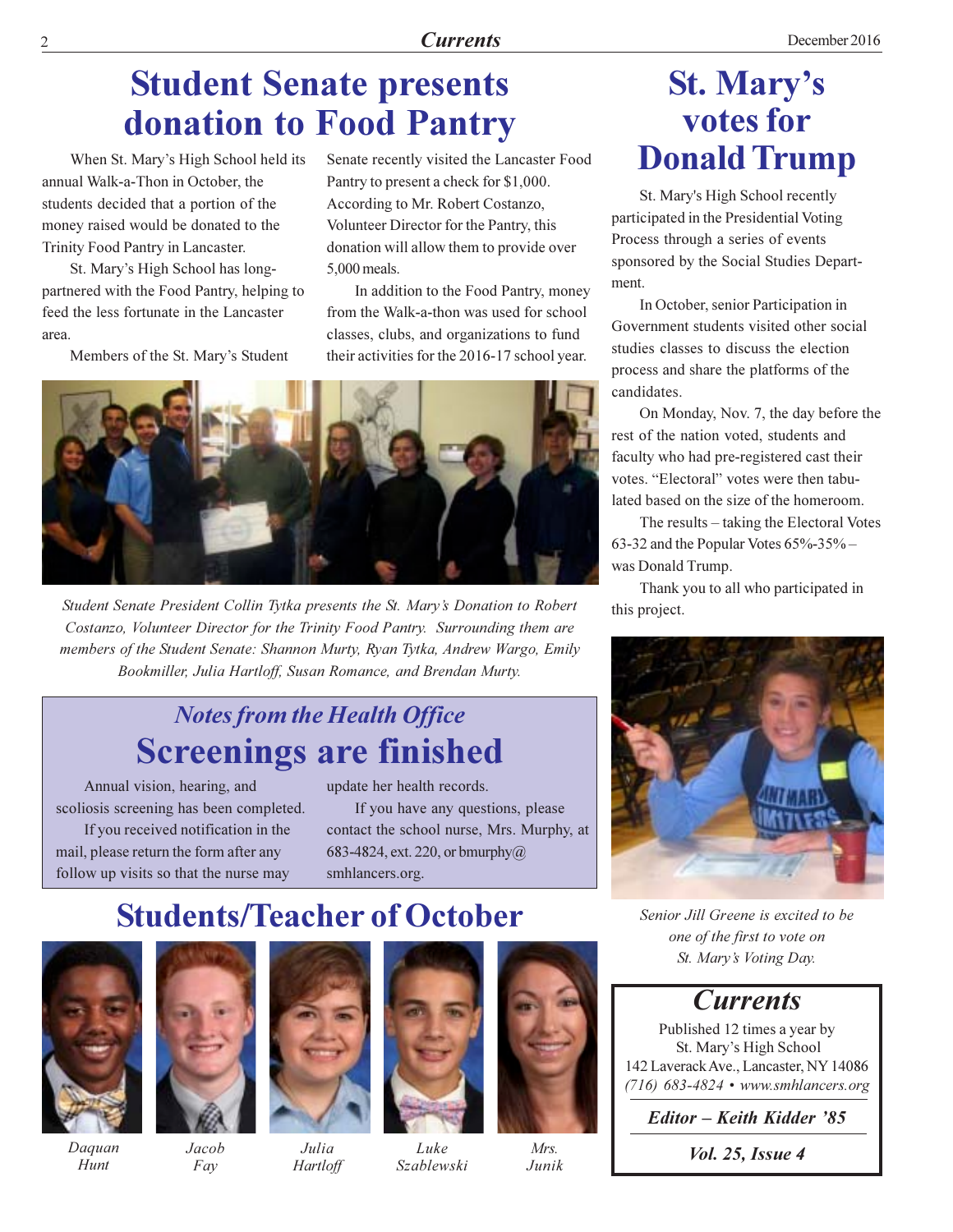# Student Senate presents donation to Food Pantry

When St. Mary's High School held its annual Walk-a-Thon in October, the students decided that a portion of the money raised would be donated to the Trinity Food Pantry in Lancaster.

St. Mary's High School has long-partnered with the Food Pantry, helping to feed the less fortunate in the Lancaster area.

Members of the St. Mary's Student Senate recently visited the Lancaster Food Pantry to present a check for $1,000. According to Mr. Robert Costanzo, Volunteer Director for the Pantry, this donation will allow them to provide over 5,000 meals.

In addition to the Food Pantry, money from the Walk-a-thon was used for school classes, clubs, and organizations to fund their activities for the 2016-17 school year.

*Student Senate President Collin Tytka presents the St. Mary's Donation to Robert Costanzo, Volunteer Director for the Trinity Food Pantry. Surrounding them are members of the Student Senate: Shannon Murty, Ryan Tytka, Andrew Wargo, Emily Bookmiller, Julia Hartloff, Susan Romance, and Brendan Murty.*

## *Notes from the Health Office*

# Screenings are finished

Annual vision, hearing, and scoliosis screening has been completed.

If you received notification in the mail, please return the form after any follow up visits so that the nurse may update her health records.

If you have any questions, please contact the school nurse, Mrs. Murphy, at 683-4824, ext. 220, or bmurphy@smhlancers.org.

# Students/Teacher of October

*Daquan Hunt* · *Jacob Fay* · *Julia Hartloff* · *Luke Szablewski* · *Mrs. Junik*

# St. Mary's votes for Donald Trump

St. Mary's High School recently participated in the Presidential Voting Process through a series of events sponsored by the Social Studies Department.

In October, senior Participation in Government students visited other social studies classes to discuss the election process and share the platforms of the candidates.

On Monday, Nov. 7, the day before the rest of the nation voted, students and faculty who had pre-registered cast their votes. "Electoral" votes were then tabulated based on the size of the homeroom.

The results – taking the Electoral Votes 63-32 and the Popular Votes 65%-35% – was Donald Trump.

Thank you to all who participated in this project.

*Senior Jill Greene is excited to be one of the first to vote on St. Mary's Voting Day.*

---

## *Currents*

Published 12 times a year by
St. Mary's High School
142 Laverack Ave., Lancaster, NY 14086
*(716) 683-4824 • www.smhlancers.org*

***Editor – Keith Kidder '85***

***Vol. 25, Issue 4***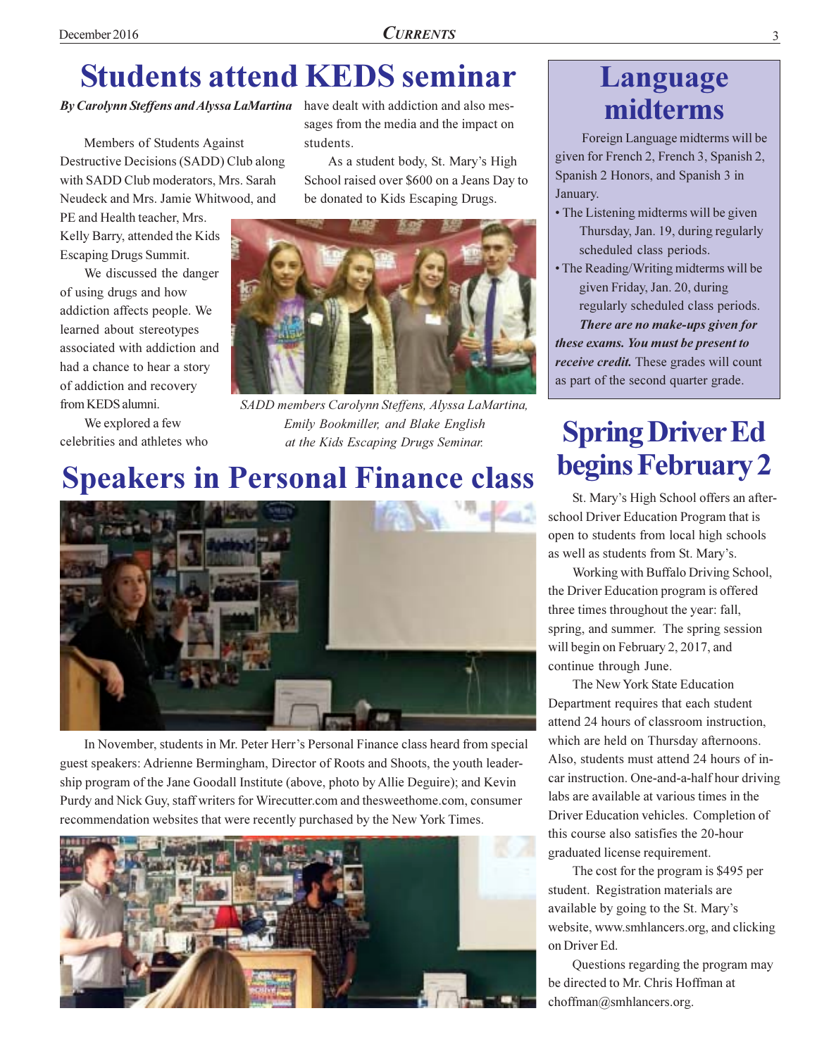# Students attend KEDS seminar

*By Carolynn Steffens and Alyssa LaMartina*

Members of Students Against Destructive Decisions (SADD) Club along with SADD Club moderators, Mrs. Sarah Neudeck and Mrs. Jamie Whitwood, and PE and Health teacher, Mrs. Kelly Barry, attended the Kids Escaping Drugs Summit.

We discussed the danger of using drugs and how addiction affects people. We learned about stereotypes associated with addiction and had a chance to hear a story of addiction and recovery from KEDS alumni.

We explored a few celebrities and athletes who have dealt with addiction and also messages from the media and the impact on students.

As a student body, St. Mary's High School raised over $600 on a Jeans Day to be donated to Kids Escaping Drugs.

*SADD members Carolynn Steffens, Alyssa LaMartina, Emily Bookmiller, and Blake English at the Kids Escaping Drugs Seminar.*

# Speakers in Personal Finance class

In November, students in Mr. Peter Herr's Personal Finance class heard from special guest speakers: Adrienne Bermingham, Director of Roots and Shoots, the youth leadership program of the Jane Goodall Institute (above, photo by Allie Deguire); and Kevin Purdy and Nick Guy, staff writers for Wirecutter.com and thesweethome.com, consumer recommendation websites that were recently purchased by the New York Times.

# Language midterms

Foreign Language midterms will be given for French 2, French 3, Spanish 2, Spanish 2 Honors, and Spanish 3 in January.

- The Listening midterms will be given Thursday, Jan. 19, during regularly scheduled class periods.
- The Reading/Writing midterms will be given Friday, Jan. 20, during regularly scheduled class periods.

***There are no make-ups given for these exams. You must be present to receive credit.*** These grades will count as part of the second quarter grade.

# Spring Driver Ed begins February 2

St. Mary's High School offers an after-school Driver Education Program that is open to students from local high schools as well as students from St. Mary's.

Working with Buffalo Driving School, the Driver Education program is offered three times throughout the year: fall, spring, and summer. The spring session will begin on February 2, 2017, and continue through June.

The New York State Education Department requires that each student attend 24 hours of classroom instruction, which are held on Thursday afternoons. Also, students must attend 24 hours of in-car instruction. One-and-a-half hour driving labs are available at various times in the Driver Education vehicles. Completion of this course also satisfies the 20-hour graduated license requirement.

The cost for the program is $495 per student. Registration materials are available by going to the St. Mary's website, www.smhlancers.org, and clicking on Driver Ed.

Questions regarding the program may be directed to Mr. Chris Hoffman at choffman@smhlancers.org.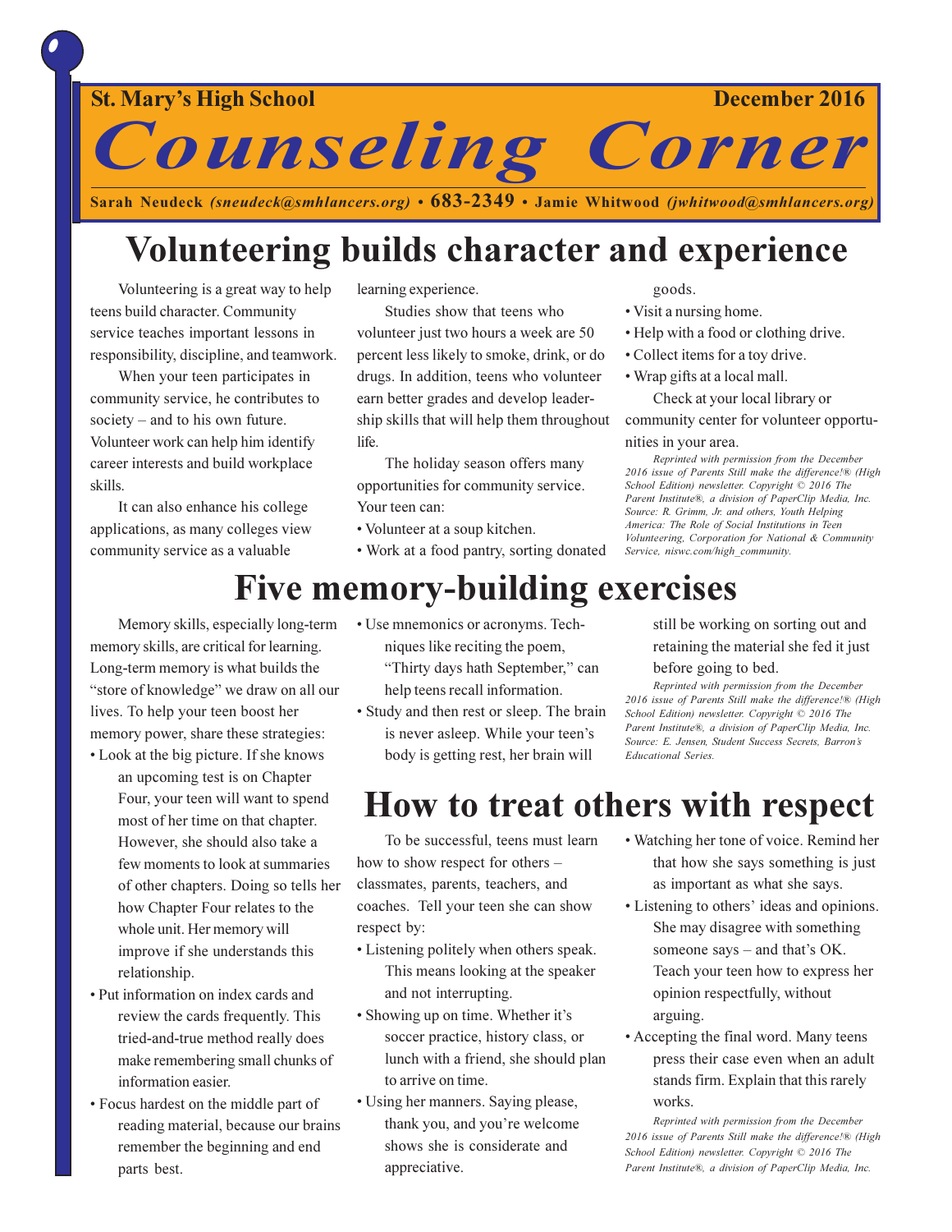St. Mary's High School — December 2016

# Counseling Corner

**Sarah Neudeck** *(sneudeck@smhlancers.org)* • **683-2349** • **Jamie Whitwood** *(jwhitwood@smhlancers.org)*

## Volunteering builds character and experience

Volunteering is a great way to help teens build character. Community service teaches important lessons in responsibility, discipline, and teamwork.

When your teen participates in community service, he contributes to society – and to his own future. Volunteer work can help him identify career interests and build workplace skills.

It can also enhance his college applications, as many colleges view community service as a valuable learning experience.

Studies show that teens who volunteer just two hours a week are 50 percent less likely to smoke, drink, or do drugs. In addition, teens who volunteer earn better grades and develop leadership skills that will help them throughout life.

The holiday season offers many opportunities for community service. Your teen can:

- Volunteer at a soup kitchen.
- Work at a food pantry, sorting donated goods.
- Visit a nursing home.
- Help with a food or clothing drive.
- Collect items for a toy drive.
- Wrap gifts at a local mall.

Check at your local library or community center for volunteer opportunities in your area.

*Reprinted with permission from the December 2016 issue of Parents Still make the difference!® (High School Edition) newsletter. Copyright © 2016 The Parent Institute®, a division of PaperClip Media, Inc. Source: R. Grimm, Jr. and others, Youth Helping America: The Role of Social Institutions in Teen Volunteering, Corporation for National & Community Service, niswc.com/high_community.*

## Five memory-building exercises

Memory skills, especially long-term memory skills, are critical for learning. Long-term memory is what builds the "store of knowledge" we draw on all our lives. To help your teen boost her memory power, share these strategies:

- Look at the big picture. If she knows an upcoming test is on Chapter Four, your teen will want to spend most of her time on that chapter. However, she should also take a few moments to look at summaries of other chapters. Doing so tells her how Chapter Four relates to the whole unit. Her memory will improve if she understands this relationship.
- Put information on index cards and review the cards frequently. This tried-and-true method really does make remembering small chunks of information easier.
- Focus hardest on the middle part of reading material, because our brains remember the beginning and end parts best.
- Use mnemonics or acronyms. Techniques like reciting the poem, "Thirty days hath September," can help teens recall information.
- Study and then rest or sleep. The brain is never asleep. While your teen's body is getting rest, her brain will still be working on sorting out and retaining the material she fed it just before going to bed.

*Reprinted with permission from the December 2016 issue of Parents Still make the difference!® (High School Edition) newsletter. Copyright © 2016 The Parent Institute®, a division of PaperClip Media, Inc. Source: E. Jensen, Student Success Secrets, Barron's Educational Series.*

## How to treat others with respect

To be successful, teens must learn how to show respect for others – classmates, parents, teachers, and coaches. Tell your teen she can show respect by:

- Listening politely when others speak. This means looking at the speaker and not interrupting.
- Showing up on time. Whether it's soccer practice, history class, or lunch with a friend, she should plan to arrive on time.
- Using her manners. Saying please, thank you, and you're welcome shows she is considerate and appreciative.
- Watching her tone of voice. Remind her that how she says something is just as important as what she says.
- Listening to others' ideas and opinions. She may disagree with something someone says – and that's OK. Teach your teen how to express her opinion respectfully, without arguing.
- Accepting the final word. Many teens press their case even when an adult stands firm. Explain that this rarely works.

*Reprinted with permission from the December 2016 issue of Parents Still make the difference!® (High School Edition) newsletter. Copyright © 2016 The Parent Institute®, a division of PaperClip Media, Inc.*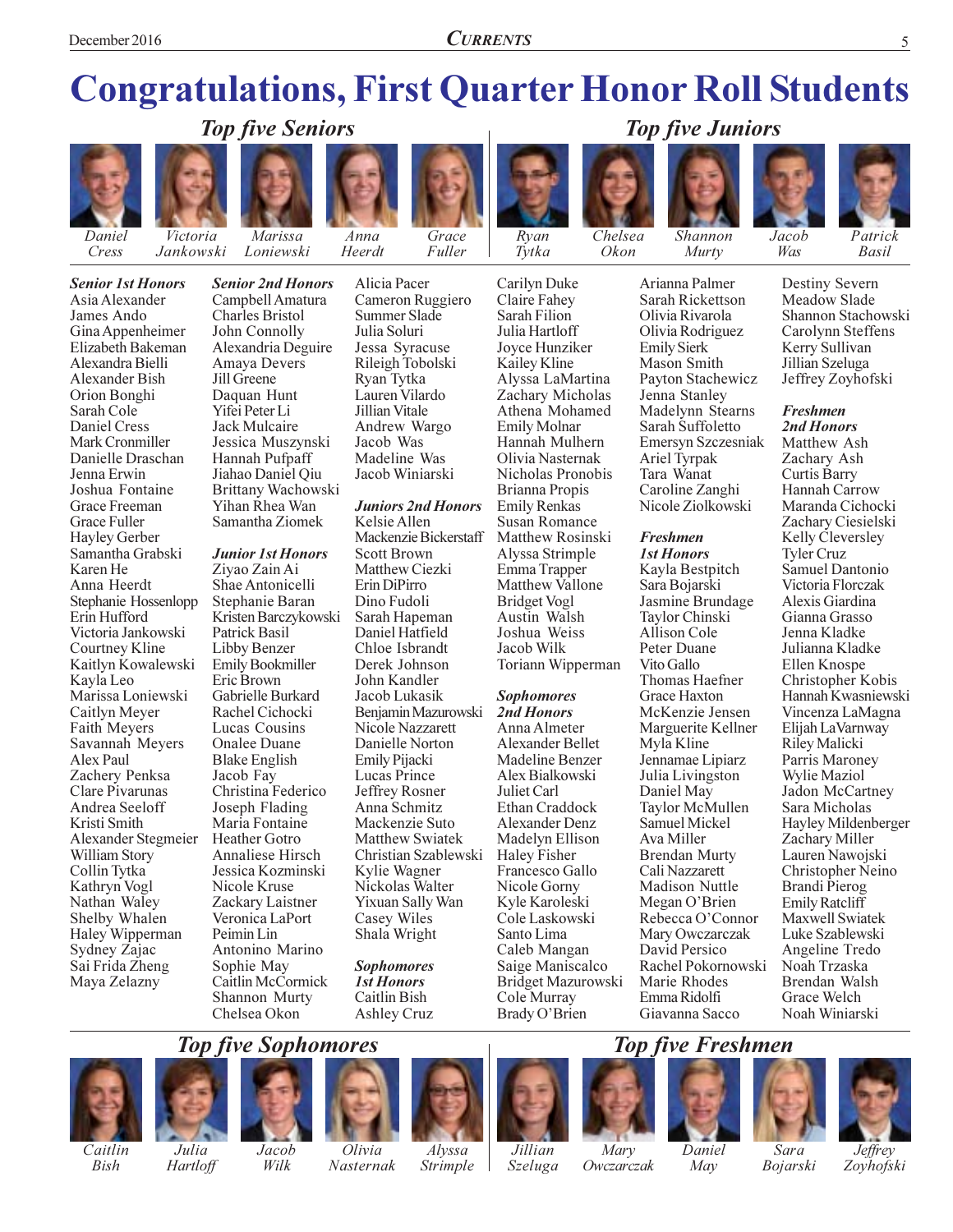# Congratulations, First Quarter Honor Roll Students

## Top five Seniors

Daniel Cress, Victoria Jankowski, Marissa Loniewski, Anna Heerdt, Grace Fuller

## Top five Juniors

Ryan Tytka, Chelsea Okon, Shannon Murty, Jacob Was, Patrick Basil

***Senior 1st Honors***

Asia Alexander
James Ando
Gina Appenheimer
Elizabeth Bakeman
Alexandra Bielli
Alexander Bish
Orion Bonghi
Sarah Cole
Daniel Cress
Mark Cronmiller
Danielle Draschan
Jenna Erwin
Joshua Fontaine
Grace Freeman
Grace Fuller
Hayley Gerber
Samantha Grabski
Karen He
Anna Heerdt
Stephanie Hossenlopp
Erin Hufford
Victoria Jankowski
Courtney Kline
Kaitlyn Kowalewski
Kayla Leo
Marissa Loniewski
Caitlyn Meyer
Faith Meyers
Savannah Meyers
Alex Paul
Zachery Penksa
Clare Pivarunas
Andrea Seeloff
Kristi Smith
Alexander Stegmeier
William Story
Collin Tytka
Kathryn Vogl
Nathan Waley
Shelby Whalen
Haley Wipperman
Sydney Zajac
Sai Frida Zheng
Maya Zelazny

***Senior 2nd Honors***

Campbell Amatura
Charles Bristol
John Connolly
Alexandria Deguire
Amaya Devers
Jill Greene
Daquan Hunt
Yifei Peter Li
Jack Mulcaire
Jessica Muszynski
Hannah Pufpaff
Jiahao Daniel Qiu
Brittany Wachowski
Yihan Rhea Wan
Samantha Ziomek

***Junior 1st Honors***

Ziyao Zain Ai
Shae Antonicelli
Stephanie Baran
Kristen Barczykowski
Patrick Basil
Libby Benzer
Emily Bookmiller
Eric Brown
Gabrielle Burkard
Rachel Cichocki
Lucas Cousins
Onalee Duane
Blake English
Jacob Fay
Christina Federico
Joseph Flading
Maria Fontaine
Heather Gotro
Annaliese Hirsch
Jessica Kozminski
Nicole Kruse
Zackary Laistner
Veronica LaPort
Peimin Lin
Antonino Marino
Sophie May
Caitlin McCormick
Shannon Murty
Chelsea Okon
Alicia Pacer
Cameron Ruggiero
Summer Slade
Julia Soluri
Jessa Syracuse
Rileigh Tobolski
Ryan Tytka
Lauren Vilardo
Jillian Vitale
Andrew Wargo
Jacob Was
Madeline Was
Jacob Winiarski

***Juniors 2nd Honors***

Kelsie Allen
Mackenzie Bickerstaff
Scott Brown
Matthew Ciezki
Erin DiPirro
Dino Fudoli
Sarah Hapeman
Daniel Hatfield
Chloe Isbrandt
Derek Johnson
John Kandler
Jacob Lukasik
Benjamin Mazurowski
Nicole Nazzarett
Danielle Norton
Emily Pijacki
Lucas Prince
Jeffrey Rosner
Anna Schmitz
Mackenzie Suto
Matthew Swiatek
Christian Szablewski
Kylie Wagner
Nickolas Walter
Yixuan Sally Wan
Casey Wiles
Shala Wright

***Sophomores 1st Honors***

Caitlin Bish
Ashley Cruz
Carilyn Duke
Claire Fahey
Sarah Filion
Julia Hartloff
Joyce Hunziker
Kailey Kline
Alyssa LaMartina
Zachary Micholas
Athena Mohamed
Emily Molnar
Hannah Mulhern
Olivia Nasternak
Nicholas Pronobis
Brianna Propis
Emily Renkas
Susan Romance
Matthew Rosinski
Alyssa Strimple
Emma Trapper
Matthew Vallone
Bridget Vogl
Austin Walsh
Joshua Weiss
Jacob Wilk
Toriann Wipperman

***Sophomores 2nd Honors***

Anna Almeter
Alexander Bellet
Madeline Benzer
Alex Bialkowski
Juliet Carl
Ethan Craddock
Alexander Denz
Madelyn Ellison
Haley Fisher
Francesco Gallo
Nicole Gorny
Kyle Karoleski
Cole Laskowski
Santo Lima
Caleb Mangan
Saige Maniscalco
Bridget Mazurowski
Cole Murray
Brady O'Brien
Arianna Palmer
Sarah Rickettson
Olivia Rivarola
Olivia Rodriguez
Emily Sierk
Mason Smith
Payton Stachewicz
Jenna Stanley
Madelynn Stearns
Sarah Suffoletto
Emersyn Szczesniak
Ariel Tyrpak
Tara Wanat
Caroline Zanghi
Nicole Ziolkowski

***Freshmen 1st Honors***

Kayla Bestpitch
Sara Bojarski
Jasmine Brundage
Taylor Chinski
Allison Cole
Peter Duane
Vito Gallo
Thomas Haefner
Grace Haxton
McKenzie Jensen
Marguerite Kellner
Myla Kline
Jennamae Lipiarz
Julia Livingston
Daniel May
Taylor McMullen
Samuel Mickel
Ava Miller
Brendan Murty
Cali Nazzarett
Madison Nuttle
Megan O'Brien
Rebecca O'Connor
Mary Owczarczak
David Persico
Rachel Pokornowski
Marie Rhodes
Emma Ridolfi
Giavanna Sacco
Destiny Severn
Meadow Slade
Shannon Stachowski
Carolynn Steffens
Kerry Sullivan
Jillian Szeluga
Jeffrey Zoyhofski

***Freshmen 2nd Honors***

Matthew Ash
Zachary Ash
Curtis Barry
Hannah Carrow
Maranda Cichocki
Zachary Ciesielski
Kelly Cleversley
Tyler Cruz
Samuel Dantonio
Victoria Florczak
Alexis Giardina
Gianna Grasso
Jenna Kladke
Julianna Kladke
Ellen Knospe
Christopher Kobis
Hannah Kwasniewski
Vincenza LaMagna
Elijah LaVarnway
Riley Malicki
Parris Maroney
Wylie Maziol
Jadon McCartney
Sara Micholas
Hayley Mildenberger
Zachary Miller
Lauren Nawojski
Christopher Neino
Brandi Pierog
Emily Ratcliff
Maxwell Swiatek
Luke Szablewski
Angeline Tredo
Noah Trzaska
Brendan Walsh
Grace Welch
Noah Winiarski

## Top five Sophomores

Caitlin Bish, Julia Hartloff, Jacob Wilk, Olivia Nasternak, Alyssa Strimple

## Top five Freshmen

Jillian Szeluga, Mary Owczarczak, Daniel May, Sara Bojarski, Jeffrey Zoyhofski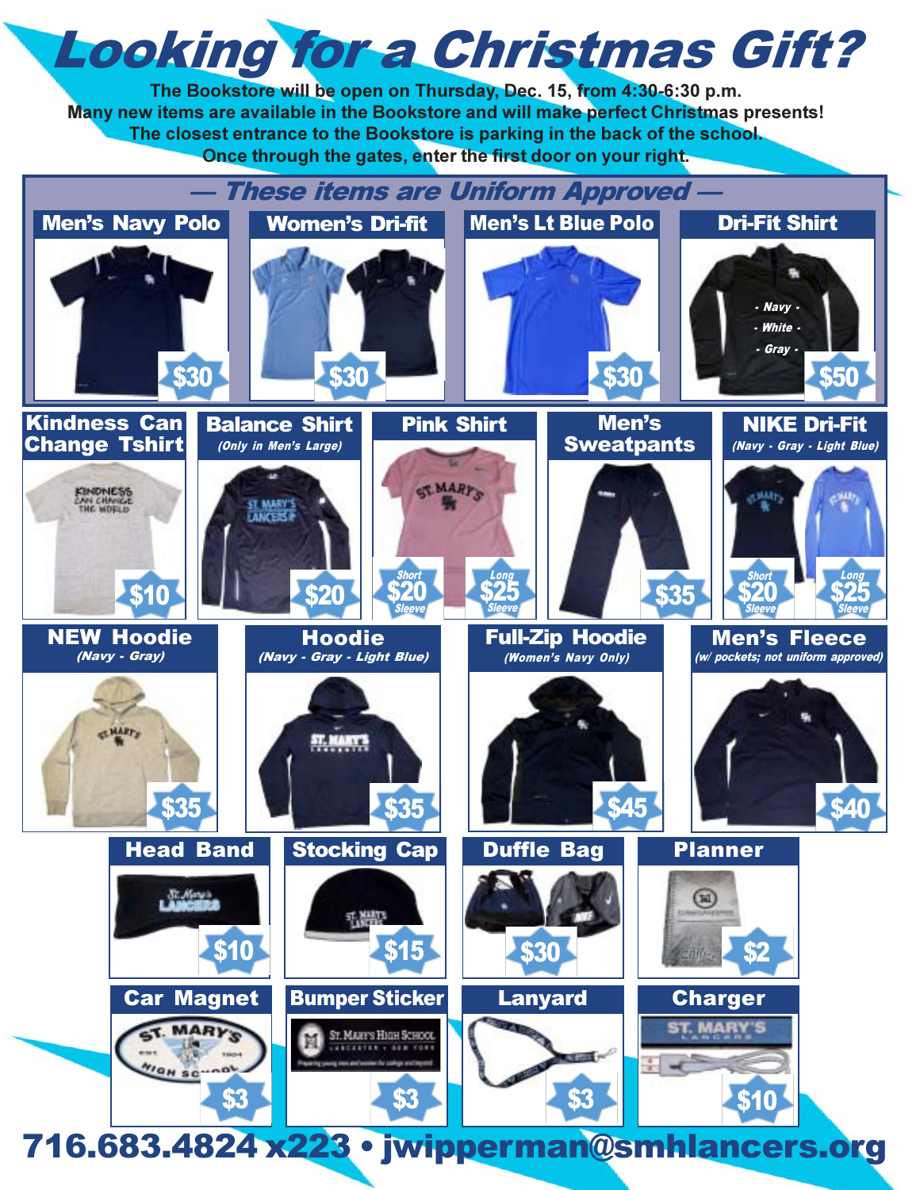# Looking for a Christmas Gift?

**The Bookstore will be open on Thursday, Dec. 15, from 4:30-6:30 p.m.**
**Many new items are available in the Bookstore and will make perfect Christmas presents!**
**The closest entrance to the Bookstore is parking in the back of the school.**
**Once through the gates, enter the first door on your right.**

## — These items are Uniform Approved —

**Men's Navy Polo** — $30

**Women's Dri-fit** — $30

**Men's Lt Blue Polo** — $30

**Dri-Fit Shirt** (Navy - White - Gray) — $50

**Kindness Can Change Tshirt** — $10

**Balance Shirt** *(Only in Men's Large)* — $20

**Pink Shirt** — Short Sleeve $20, Long Sleeve $25

**Men's Sweatpants** — $35

**NIKE Dri-Fit** *(Navy - Gray - Light Blue)* — Short Sleeve $20, Long Sleeve $25

**NEW Hoodie** *(Navy - Gray)* — $35

**Hoodie** *(Navy - Gray - Light Blue)* — $35

**Full-Zip Hoodie** *(Women's Navy Only)* — $45

**Men's Fleece** *(w/ pockets; not uniform approved)* — $40

**Head Band** — $10

**Stocking Cap** — $15

**Duffle Bag** — $30

**Planner** — $2

**Car Magnet** — $3

**Bumper Sticker** — $3

**Lanyard** — $3

**Charger** — $10

**716.683.4824 x223 • jwipperman@smhlancers.org**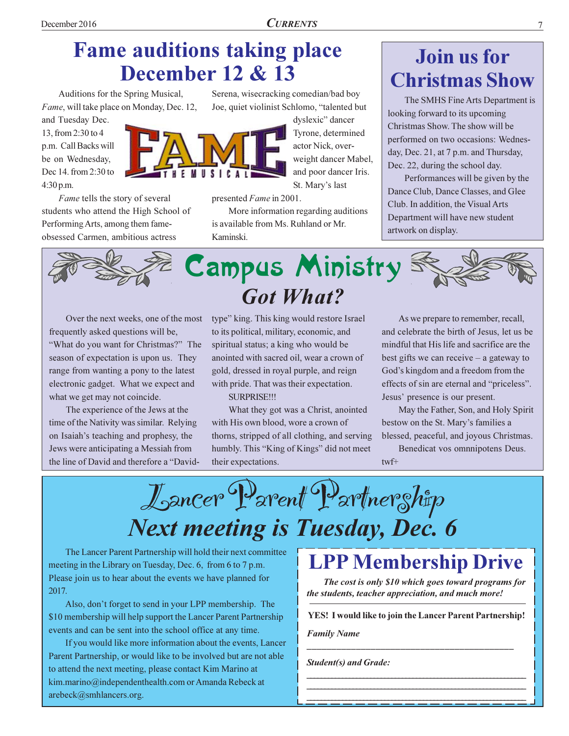# Fame auditions taking place December 12 & 13

Auditions for the Spring Musical, *Fame*, will take place on Monday, Dec. 12, and Tuesday Dec. 13, from 2:30 to 4 p.m. Call Backs will be on Wednesday, Dec 14. from 2:30 to 4:30 p.m.

*Fame* tells the story of several students who attend the High School of Performing Arts, among them fame-obsessed Carmen, ambitious actress Serena, wisecracking comedian/bad boy Joe, quiet violinist Schlomo, "talented but dyslexic" dancer Tyrone, determined actor Nick, overweight dancer Mabel, and poor dancer Iris. St. Mary's last presented *Fame* in 2001.

More information regarding auditions is available from Ms. Ruhland or Mr. Kaminski.

# Join us for Christmas Show

The SMHS Fine Arts Department is looking forward to its upcoming Christmas Show. The show will be performed on two occasions: Wednesday, Dec. 21, at 7 p.m. and Thursday, Dec. 22, during the school day.

Performances will be given by the Dance Club, Dance Classes, and Glee Club. In addition, the Visual Arts Department will have new student artwork on display.

# Campus Ministry

## *Got What?*

Over the next weeks, one of the most frequently asked questions will be, "What do you want for Christmas?" The season of expectation is upon us. They range from wanting a pony to the latest electronic gadget. What we expect and what we get may not coincide.

The experience of the Jews at the time of the Nativity was similar. Relying on Isaiah's teaching and prophesy, the Jews were anticipating a Messiah from the line of David and therefore a "David-type" king. This king would restore Israel to its political, military, economic, and spiritual status; a king who would be anointed with sacred oil, wear a crown of gold, dressed in royal purple, and reign with pride. That was their expectation.

SURPRISE!!!

What they got was a Christ, anointed with His own blood, wore a crown of thorns, stripped of all clothing, and serving humbly. This "King of Kings" did not meet their expectations.

As we prepare to remember, recall, and celebrate the birth of Jesus, let us be mindful that His life and sacrifice are the best gifts we can receive – a gateway to God's kingdom and a freedom from the effects of sin are eternal and "priceless". Jesus' presence is our present.

May the Father, Son, and Holy Spirit bestow on the St. Mary's families a blessed, peaceful, and joyous Christmas.

Benedicat vos omnnipotens Deus.

twf+

# Lancer Parent Partnership

## *Next meeting is Tuesday, Dec. 6*

The Lancer Parent Partnership will hold their next committee meeting in the Library on Tuesday, Dec. 6, from 6 to 7 p.m. Please join us to hear about the events we have planned for 2017.

Also, don't forget to send in your LPP membership. The $10 membership will help support the Lancer Parent Partnership events and can be sent into the school office at any time.

If you would like more information about the events, Lancer Parent Partnership, or would like to be involved but are not able to attend the next meeting, please contact Kim Marino at kim.marino@independenthealth.com or Amanda Rebeck at arebeck@smhlancers.org.

## LPP Membership Drive

***The cost is only $10 which goes toward programs for the students, teacher appreciation, and much more!***

**YES! I would like to join the Lancer Parent Partnership!**

***Family Name***

_______________________________________________

***Student(s) and Grade:***

_______________________________________________

_______________________________________________

_______________________________________________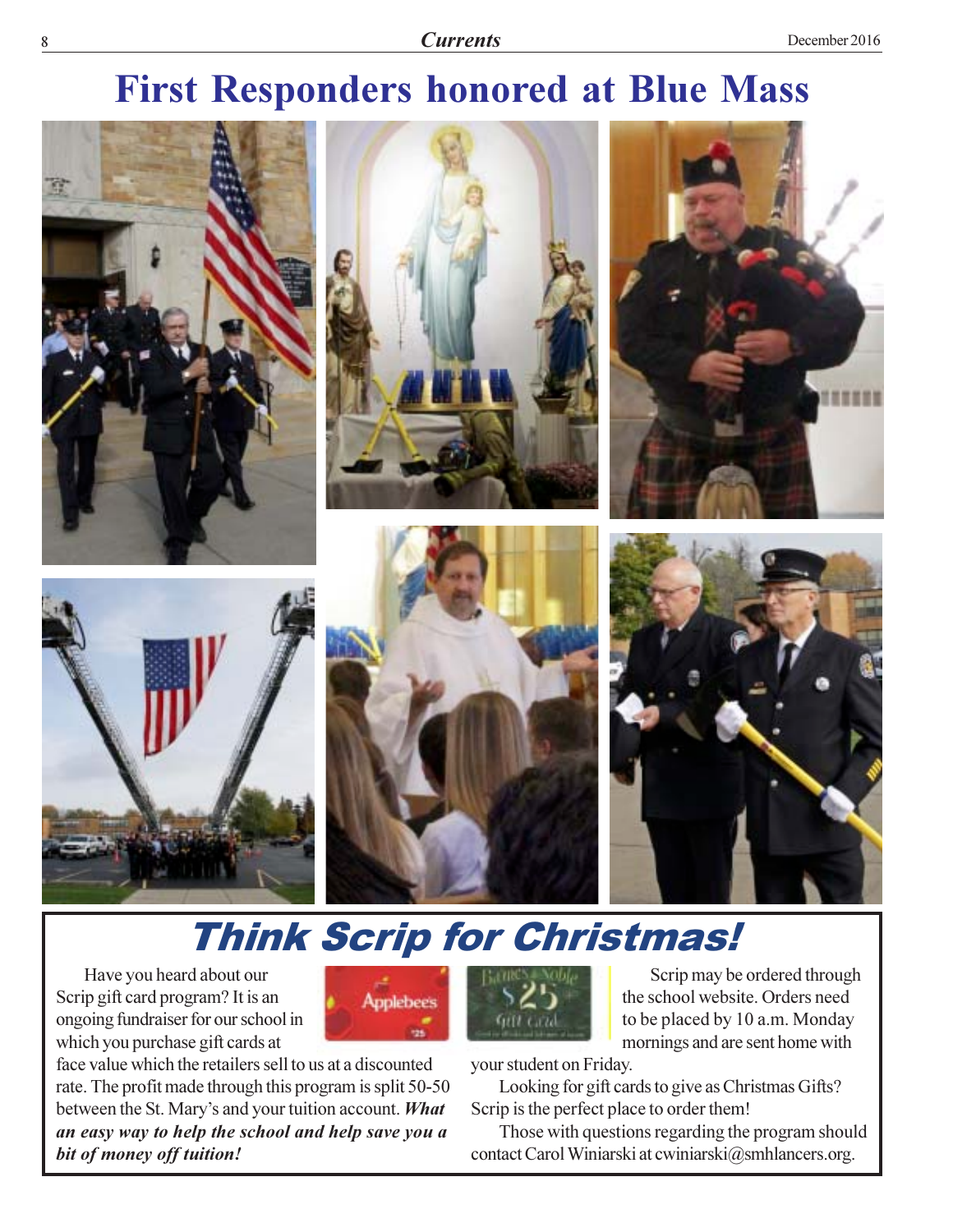# First Responders honored at Blue Mass

## Think Scrip for Christmas!

Have you heard about our Scrip gift card program? It is an ongoing fundraiser for our school in which you purchase gift cards at face value which the retailers sell to us at a discounted rate. The profit made through this program is split 50-50 between the St. Mary's and your tuition account. ***What an easy way to help the school and help save you a bit of money off tuition!***

Scrip may be ordered through the school website. Orders need to be placed by 10 a.m. Monday mornings and are sent home with your student on Friday.

Looking for gift cards to give as Christmas Gifts? Scrip is the perfect place to order them!

Those with questions regarding the program should contact Carol Winiarski at cwiniarski@smhlancers.org.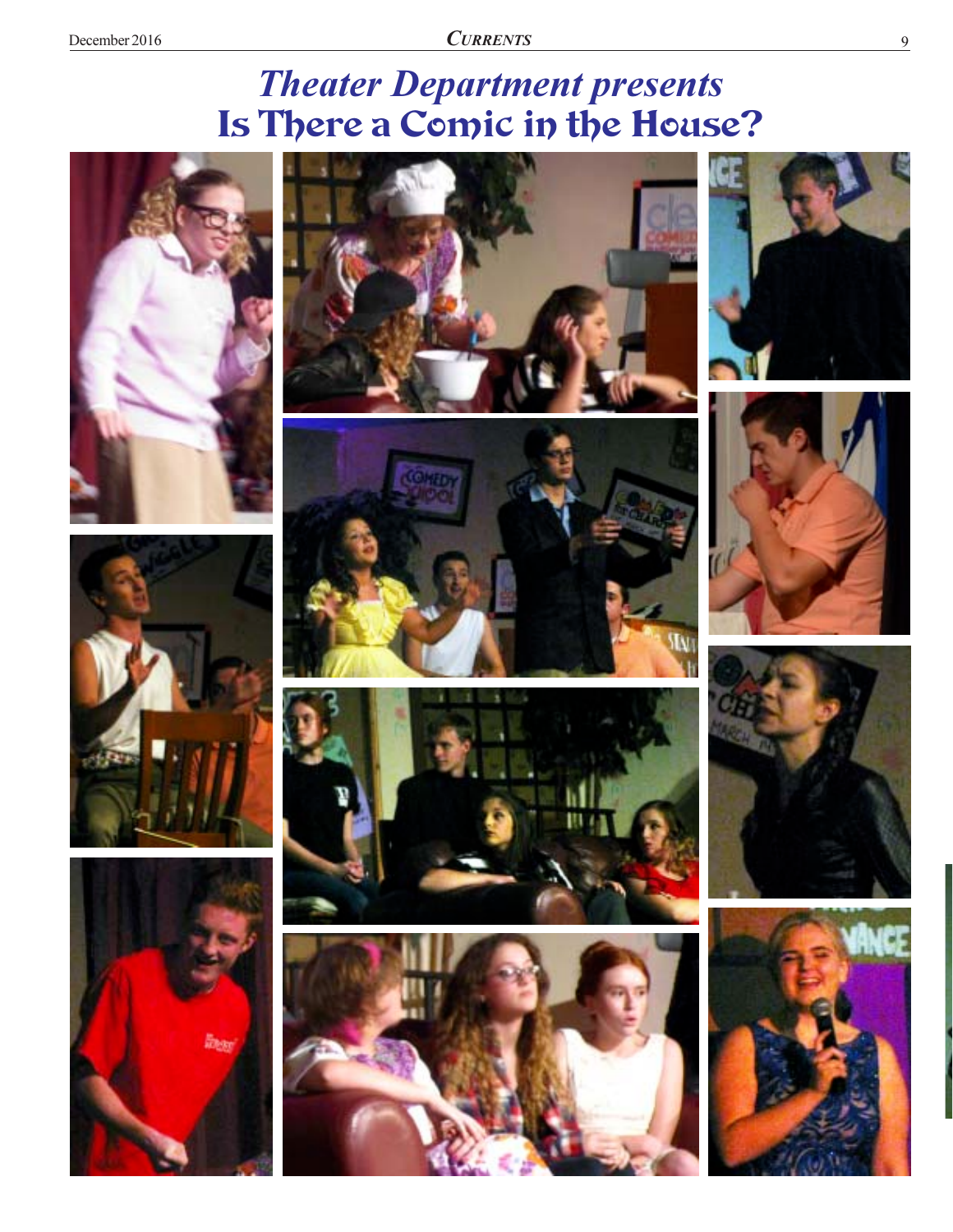# *Theater Department presents*
# Is There a Comic in the House?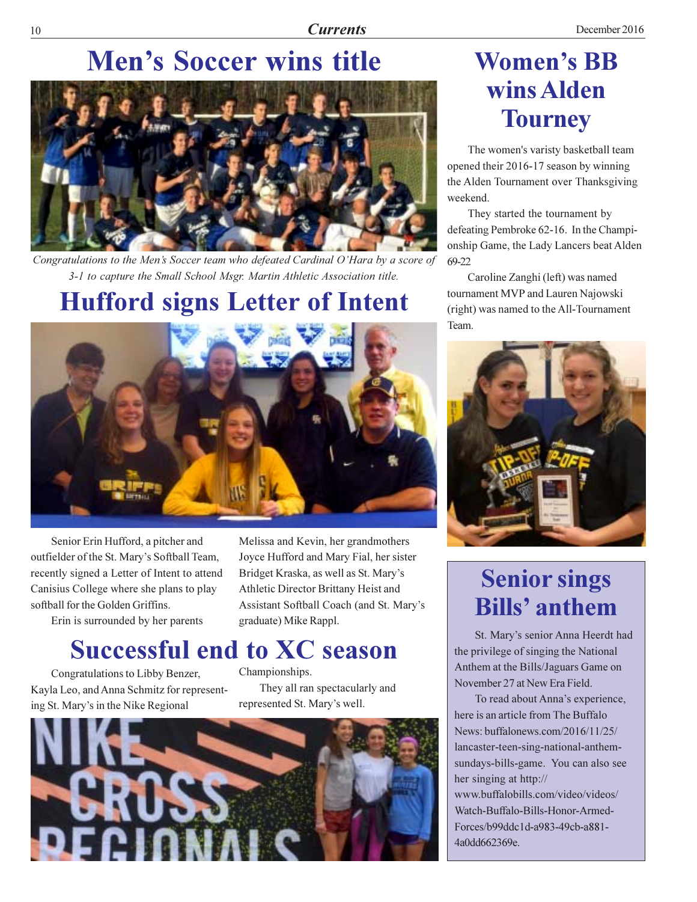# Men's Soccer wins title

*Congratulations to the Men's Soccer team who defeated Cardinal O'Hara by a score of 3-1 to capture the Small School Msgr. Martin Athletic Association title.*

# Hufford signs Letter of Intent

Senior Erin Hufford, a pitcher and outfielder of the St. Mary's Softball Team, recently signed a Letter of Intent to attend Canisius College where she plans to play softball for the Golden Griffins.

Erin is surrounded by her parents Melissa and Kevin, her grandmothers Joyce Hufford and Mary Fial, her sister Bridget Kraska, as well as St. Mary's Athletic Director Brittany Heist and Assistant Softball Coach (and St. Mary's graduate) Mike Rappl.

# Successful end to XC season

Congratulations to Libby Benzer, Kayla Leo, and Anna Schmitz for representing St. Mary's in the Nike Regional Championships.

They all ran spectacularly and represented St. Mary's well.

# Women's BB wins Alden Tourney

The women's varisty basketball team opened their 2016-17 season by winning the Alden Tournament over Thanksgiving weekend.

They started the tournament by defeating Pembroke 62-16. In the Championship Game, the Lady Lancers beat Alden 69-22

Caroline Zanghi (left) was named tournament MVP and Lauren Najowski (right) was named to the All-Tournament Team.

# Senior sings Bills' anthem

St. Mary's senior Anna Heerdt had the privilege of singing the National Anthem at the Bills/Jaguars Game on November 27 at New Era Field.

To read about Anna's experience, here is an article from The Buffalo News: buffalonews.com/2016/11/25/lancaster-teen-sing-national-anthem-sundays-bills-game. You can also see her singing at http://www.buffalobills.com/video/videos/Watch-Buffalo-Bills-Honor-Armed-Forces/b99ddc1d-a983-49cb-a881-4a0dd662369e.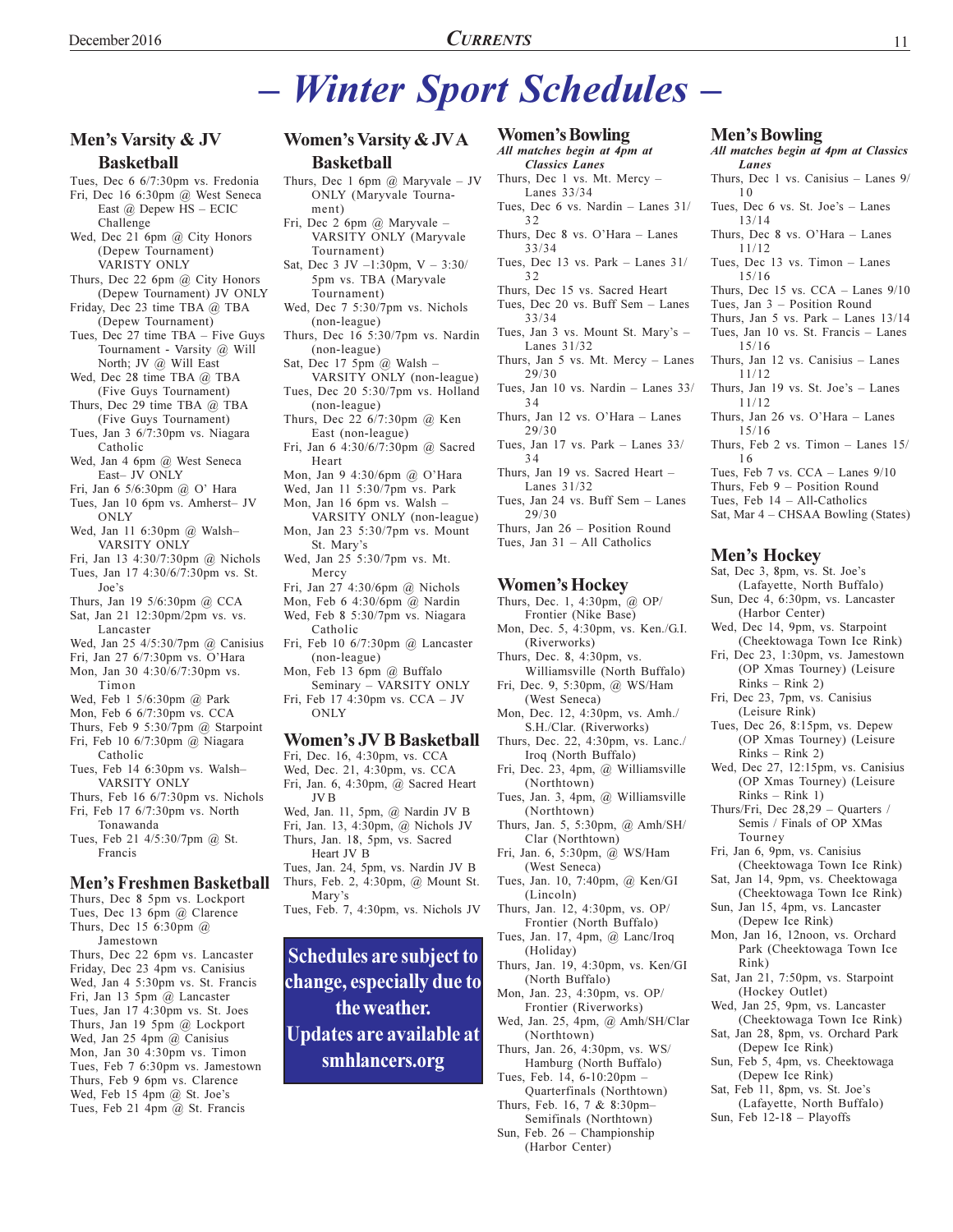# – Winter Sport Schedules –

## Men's Varsity & JV Basketball

Tues, Dec 6 6/7:30pm vs. Fredonia
Fri, Dec 16 6:30pm @ West Seneca East @ Depew HS – ECIC Challenge
Wed, Dec 21 6pm @ City Honors (Depew Tournament) VARISTY ONLY
Thurs, Dec 22 6pm @ City Honors (Depew Tournament) JV ONLY
Friday, Dec 23 time TBA @ TBA (Depew Tournament)
Tues, Dec 27 time TBA – Five Guys Tournament - Varsity @ Will North; JV @ Will East
Wed, Dec 28 time TBA @ TBA (Five Guys Tournament)
Thurs, Dec 29 time TBA @ TBA (Five Guys Tournament)
Tues, Jan 3 6/7:30pm vs. Niagara Catholic
Wed, Jan 4 6pm @ West Seneca East– JV ONLY
Fri, Jan 6 5/6:30pm @ O' Hara
Tues, Jan 10 6pm vs. Amherst– JV ONLY
Wed, Jan 11 6:30pm @ Walsh– VARSITY ONLY
Fri, Jan 13 4:30/7:30pm @ Nichols
Tues, Jan 17 4:30/6/7:30pm vs. St. Joe's
Thurs, Jan 19 5/6:30pm @ CCA
Sat, Jan 21 12:30pm/2pm vs. vs. Lancaster
Wed, Jan 25 4/5:30/7pm @ Canisius
Fri, Jan 27 6/7:30pm vs. O'Hara
Mon, Jan 30 4:30/6/7:30pm vs. Timon
Wed, Feb 1 5/6:30pm @ Park
Mon, Feb 6 6/7:30pm vs. CCA
Thurs, Feb 9 5:30/7pm @ Starpoint
Fri, Feb 10 6/7:30pm @ Niagara Catholic
Tues, Feb 14 6:30pm vs. Walsh– VARSITY ONLY
Thurs, Feb 16 6/7:30pm vs. Nichols
Fri, Feb 17 6/7:30pm vs. North Tonawanda
Tues, Feb 21 4/5:30/7pm @ St. Francis

## Men's Freshmen Basketball

Thurs, Dec 8 5pm vs. Lockport
Tues, Dec 13 6pm @ Clarence
Thurs, Dec 15 6:30pm @ Jamestown
Thurs, Dec 22 6pm vs. Lancaster
Friday, Dec 23 4pm vs. Canisius
Wed, Jan 4 5:30pm vs. St. Francis
Fri, Jan 13 5pm @ Lancaster
Tues, Jan 17 4:30pm vs. St. Joes
Thurs, Jan 19 5pm @ Lockport
Wed, Jan 25 4pm @ Canisius
Mon, Jan 30 4:30pm vs. Timon
Tues, Feb 7 6:30pm vs. Jamestown
Thurs, Feb 9 6pm vs. Clarence
Wed, Feb 15 4pm @ St. Joe's
Tues, Feb 21 4pm @ St. Francis

## Women's Varsity & JV A Basketball

Thurs, Dec 1 6pm @ Maryvale – JV ONLY (Maryvale Tournament)
Fri, Dec 2 6pm @ Maryvale – VARSITY ONLY (Maryvale Tournament)
Sat, Dec 3 JV –1:30pm, V – 3:30/5pm vs. TBA (Maryvale Tournament)
Wed, Dec 7 5:30/7pm vs. Nichols (non-league)
Thurs, Dec 16 5:30/7pm vs. Nardin (non-league)
Sat, Dec 17 5pm @ Walsh – VARSITY ONLY (non-league)
Tues, Dec 20 5:30/7pm vs. Holland (non-league)
Thurs, Dec 22 6/7:30pm @ Ken East (non-league)
Fri, Jan 6 4:30/6/7:30pm @ Sacred Heart
Mon, Jan 9 4:30/6pm @ O'Hara
Wed, Jan 11 5:30/7pm vs. Park
Mon, Jan 16 6pm vs. Walsh – VARSITY ONLY (non-league)
Mon, Jan 23 5:30/7pm vs. Mount St. Mary's
Wed, Jan 25 5:30/7pm vs. Mt. Mercy
Fri, Jan 27 4:30/6pm @ Nichols
Mon, Feb 6 4:30/6pm @ Nardin
Wed, Feb 8 5:30/7pm vs. Niagara Catholic
Fri, Feb 10 6/7:30pm @ Lancaster (non-league)
Mon, Feb 13 6pm @ Buffalo Seminary – VARSITY ONLY
Fri, Feb 17 4:30pm vs. CCA – JV ONLY

## Women's JV B Basketball

Fri, Dec. 16, 4:30pm, vs. CCA
Wed, Dec. 21, 4:30pm, vs. CCA
Fri, Jan. 6, 4:30pm, @ Sacred Heart JV B
Wed, Jan. 11, 5pm, @ Nardin JV B
Fri, Jan. 13, 4:30pm, @ Nichols JV
Thurs, Jan. 18, 5pm, vs. Sacred Heart JV B
Tues, Jan. 24, 5pm, vs. Nardin JV B
Thurs, Feb. 2, 4:30pm, @ Mount St. Mary's
Tues, Feb. 7, 4:30pm, vs. Nichols JV

**Schedules are subject to change, especially due to the weather. Updates are available at smhlancers.org**

## Women's Bowling

*All matches begin at 4pm at Classics Lanes*

Thurs, Dec 1 vs. Mt. Mercy – Lanes 33/34
Tues, Dec 6 vs. Nardin – Lanes 31/32
Thurs, Dec 8 vs. O'Hara – Lanes 33/34
Tues, Dec 13 vs. Park – Lanes 31/32
Thurs, Dec 15 vs. Sacred Heart
Tues, Dec 20 vs. Buff Sem – Lanes 33/34
Tues, Jan 3 vs. Mount St. Mary's – Lanes 31/32
Thurs, Jan 5 vs. Mt. Mercy – Lanes 29/30
Tues, Jan 10 vs. Nardin – Lanes 33/34
Thurs, Jan 12 vs. O'Hara – Lanes 29/30
Tues, Jan 17 vs. Park – Lanes 33/34
Thurs, Jan 19 vs. Sacred Heart – Lanes 31/32
Tues, Jan 24 vs. Buff Sem – Lanes 29/30
Thurs, Jan 26 – Position Round
Tues, Jan 31 – All Catholics

## Women's Hockey

Thurs, Dec. 1, 4:30pm, @ OP/Frontier (Nike Base)
Mon, Dec. 5, 4:30pm, vs. Ken./G.I. (Riverworks)
Thurs, Dec. 8, 4:30pm, vs. Williamsville (North Buffalo)
Fri, Dec. 9, 5:30pm, @ WS/Ham (West Seneca)
Mon, Dec. 12, 4:30pm, vs. Amh./S.H./Clar. (Riverworks)
Thurs, Dec. 22, 4:30pm, vs. Lanc./Iroq (North Buffalo)
Fri, Dec. 23, 4pm, @ Williamsville (Northtown)
Tues, Jan. 3, 4pm, @ Williamsville (Northtown)
Thurs, Jan. 5, 5:30pm, @ Amh/SH/Clar (Northtown)
Fri, Jan. 6, 5:30pm, @ WS/Ham (West Seneca)
Tues, Jan. 10, 7:40pm, @ Ken/GI (Lincoln)
Thurs, Jan. 12, 4:30pm, vs. OP/Frontier (North Buffalo)
Tues, Jan. 17, 4pm, @ Lanc/Iroq (Holiday)
Thurs, Jan. 19, 4:30pm, vs. Ken/GI (North Buffalo)
Mon, Jan. 23, 4:30pm, vs. OP/Frontier (Riverworks)
Wed, Jan. 25, 4pm, @ Amh/SH/Clar (Northtown)
Thurs, Jan. 26, 4:30pm, vs. WS/Hamburg (North Buffalo)
Tues, Feb. 14, 6-10:20pm – Quarterfinals (Northtown)
Thurs, Feb. 16, 7 & 8:30pm– Semifinals (Northtown)
Sun, Feb. 26 – Championship (Harbor Center)

## Men's Bowling

*All matches begin at 4pm at Classics Lanes*

Thurs, Dec 1 vs. Canisius – Lanes 9/10
Tues, Dec 6 vs. St. Joe's – Lanes 13/14
Thurs, Dec 8 vs. O'Hara – Lanes 11/12
Tues, Dec 13 vs. Timon – Lanes 15/16
Thurs, Dec 15 vs. CCA – Lanes 9/10
Tues, Jan 3 – Position Round
Thurs, Jan 5 vs. Park – Lanes 13/14
Tues, Jan 10 vs. St. Francis – Lanes 15/16
Thurs, Jan 12 vs. Canisius – Lanes 11/12
Thurs, Jan 19 vs. St. Joe's – Lanes 11/12
Thurs, Jan 26 vs. O'Hara – Lanes 15/16
Thurs, Feb 2 vs. Timon – Lanes 15/16
Tues, Feb 7 vs. CCA – Lanes 9/10
Thurs, Feb 9 – Position Round
Tues, Feb 14 – All-Catholics
Sat, Mar 4 – CHSAA Bowling (States)

## Men's Hockey

Sat, Dec 3, 8pm, vs. St. Joe's (Lafayette, North Buffalo)
Sun, Dec 4, 6:30pm, vs. Lancaster (Harbor Center)
Wed, Dec 14, 9pm, vs. Starpoint (Cheektowaga Town Ice Rink)
Fri, Dec 23, 1:30pm, vs. Jamestown (OP Xmas Tourney) (Leisure Rinks – Rink 2)
Fri, Dec 23, 7pm, vs. Canisius (Leisure Rink)
Tues, Dec 26, 8:15pm, vs. Depew (OP Xmas Tourney) (Leisure Rinks – Rink 2)
Wed, Dec 27, 12:15pm, vs. Canisius (OP Xmas Tourney) (Leisure Rinks – Rink 1)
Thurs/Fri, Dec 28,29 – Quarters / Semis / Finals of OP XMas Tourney
Fri, Jan 6, 9pm, vs. Canisius (Cheektowaga Town Ice Rink)
Sat, Jan 14, 9pm, vs. Cheektowaga (Cheektowaga Town Ice Rink)
Sun, Jan 15, 4pm, vs. Lancaster (Depew Ice Rink)
Mon, Jan 16, 12noon, vs. Orchard Park (Cheektowaga Town Ice Rink)
Sat, Jan 21, 7:50pm, vs. Starpoint (Hockey Outlet)
Wed, Jan 25, 9pm, vs. Lancaster (Cheektowaga Town Ice Rink)
Sat, Jan 28, 8pm, vs. Orchard Park (Depew Ice Rink)
Sun, Feb 5, 4pm, vs. Cheektowaga (Depew Ice Rink)
Sat, Feb 11, 8pm, vs. St. Joe's (Lafayette, North Buffalo)
Sun, Feb 12-18 – Playoffs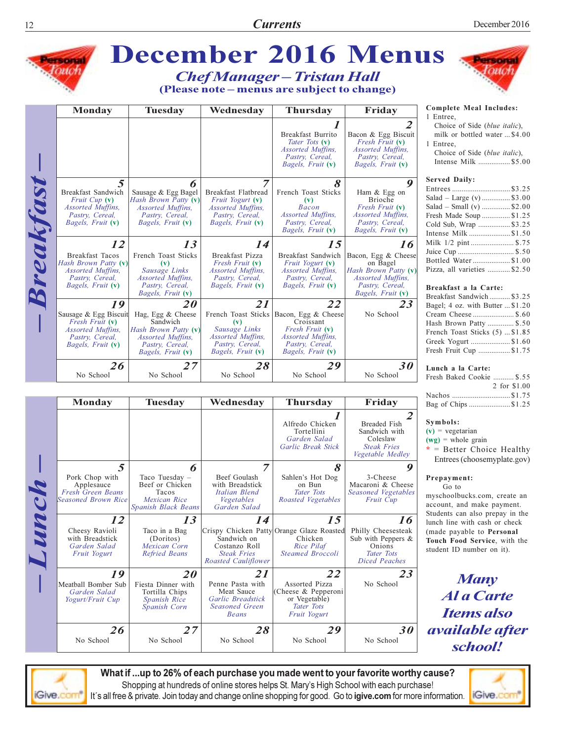# December 2016 Menus

## *Chef Manager – Tristan Hall*

**(Please note – menus are subject to change)**

### Breakfast

| Monday | Tuesday | Wednesday | Thursday | Friday |
|---|---|---|---|---|
| | | | **1** Breakfast Burrito *Tater Tots (v)* *Assorted Muffins, Pastry, Cereal, Bagels, Fruit (v)* | **2** Bacon & Egg Biscuit *Fresh Fruit (v)* *Assorted Muffins, Pastry, Cereal, Bagels, Fruit (v)* |
| **5** Breakfast Sandwich *Fruit Cup (v)* *Assorted Muffins, Pastry, Cereal, Bagels, Fruit (v)* | **6** Sausage & Egg Bagel *Hash Brown Patty (v)* *Assorted Muffins, Pastry, Cereal, Bagels, Fruit (v)* | **7** Breakfast Flatbread *Fruit Yogurt (v)* *Assorted Muffins, Pastry, Cereal, Bagels, Fruit (v)* | **8** French Toast Sticks (v) *Bacon* *Assorted Muffins, Pastry, Cereal, Bagels, Fruit (v)* | **9** Ham & Egg on Brioche *Fresh Fruit (v)* *Assorted Muffins, Pastry, Cereal, Bagels, Fruit (v)* |
| **12** Breakfast Tacos *Hash Brown Patty (v)* *Assorted Muffins, Pastry, Cereal, Bagels, Fruit (v)* | **13** French Toast Sticks (v) *Sausage Links* *Assorted Muffins, Pastry, Cereal, Bagels, Fruit (v)* | **14** Breakfast Pizza *Fresh Fruit (v)* *Assorted Muffins, Pastry, Cereal, Bagels, Fruit (v)* | **15** Breakfast Sandwich *Fruit Yogurt (v)* *Assorted Muffins, Pastry, Cereal, Bagels, Fruit (v)* | **16** Bacon, Egg & Cheese on Bagel *Hash Brown Patty (v)* *Assorted Muffins, Pastry, Cereal, Bagels, Fruit (v)* |
| **19** Sausage & Egg Biscuit *Fresh Fruit (v)* *Assorted Muffins, Pastry, Cereal, Bagels, Fruit (v)* | **20** Hag, Egg & Cheese Sandwich *Hash Brown Patty (v)* *Assorted Muffins, Pastry, Cereal, Bagels, Fruit (v)* | **21** French Toast Sticks (v) *Sausage Links* *Assorted Muffins, Pastry, Cereal, Bagels, Fruit (v)* | **22** Bacon, Egg & Cheese Croissant *Fresh Fruit (v)* *Assorted Muffins, Pastry, Cereal, Bagels, Fruit (v)* | **23** No School |
| **26** No School | **27** No School | **28** No School | **29** No School | **30** No School |

### Lunch

| Monday | Tuesday | Wednesday | Thursday | Friday |
|---|---|---|---|---|
| | | | **1** Alfredo Chicken Tortellini *Garden Salad* *Garlic Break Stick* | **2** Breaded Fish Sandwich with Coleslaw *Steak Fries* *Vegetable Medley* |
| **5** Pork Chop with Applesauce *Fresh Green Beans* *Seasoned Brown Rice* | **6** Taco Tuesday – Beef or Chicken Tacos *Mexican Rice* *Spanish Black Beans* | **7** Beef Goulash with Breadstick *Italian Blend Vegetables* *Garden Salad* | **8** Sahlen's Hot Dog on Bun *Tater Tots* *Roasted Vegetables* | **9** 3-Cheese Macaroni & Cheese *Seasoned Vegetables* *Fruit Cup* |
| **12** Cheesy Ravioli with Breadstick *Garden Salad* *Fruit Yogurt* | **13** Taco in a Bag (Doritos) *Mexican Corn* *Refried Beans* | **14** Crispy Chicken Patty Sandwich on Costanzo Roll *Steak Fries* *Roasted Cauliflower* | **15** Orange Glaze Roasted Chicken *Rice Pilaf* *Steamed Broccoli* | **16** Philly Cheesesteak Sub with Peppers & Onions *Tater Tots* *Diced Peaches* |
| **19** Meatball Bomber Sub *Garden Salad* *Yogurt/Fruit Cup* | **20** Fiesta Dinner with Tortilla Chips *Spanish Rice* *Spanish Corn* | **21** Penne Pasta with Meat Sauce *Garlic Breadstick* *Seasoned Green Beans* | **22** Assorted Pizza (Cheese & Pepperoni or Vegetable) *Tater Tots* *Fruit Yogurt* | **23** No School |
| **26** No School | **27** No School | **28** No School | **29** No School | **30** No School |

**Complete Meal Includes:**

1 Entree, Choice of Side (*blue italic*), milk or bottled water ... $4.00

1 Entree, Choice of Side (*blue italic*), Intense Milk ... $5.00

**Served Daily:**

- Entrees ... $3.25
- Salad – Large (v) ... $3.00
- Salad – Small (v) ... $2.00
- Fresh Made Soup ... $1.25
- Cold Sub, Wrap ... $3.25
- Intense Milk ... $1.50
- Milk 1/2 pint ... $.75
- Juice Cup ... $.50
- Bottled Water ... $1.00
- Pizza, all varieties ... $2.50

**Breakfast a la Carte:**

- Breakfast Sandwich ... $3.25
- Bagel; 4 oz. with Butter ... $1.20
- Cream Cheese ... $.60
- Hash Brown Patty ... $.50
- French Toast Sticks (5) ... $1.85
- Greek Yogurt ... $1.60
- Fresh Fruit Cup ... $1.75

**Lunch a la Carte:**

- Fresh Baked Cookie ... $.55, 2 for $1.00
- Nachos ... $1.75
- Bag of Chips ... $1.25

**Symbols:**

(v) = vegetarian

(wg) = whole grain

* = Better Choice Healthy Entrees (choosemyplate.gov)

**Prepayment:**

Go to myschoolbucks.com, create an account, and make payment. Students can also prepay in the lunch line with cash or check (made payable to **Personal Touch Food Service**, with the student ID number on it).

***Many Al a Carte Items also available after school!***

**What if ...up to 26% of each purchase you made went to your favorite worthy cause?**

Shopping at hundreds of online stores helps St. Mary's High School with each purchase! It's all free & private. Join today and change online shopping for good. Go to **igive.com** for more information.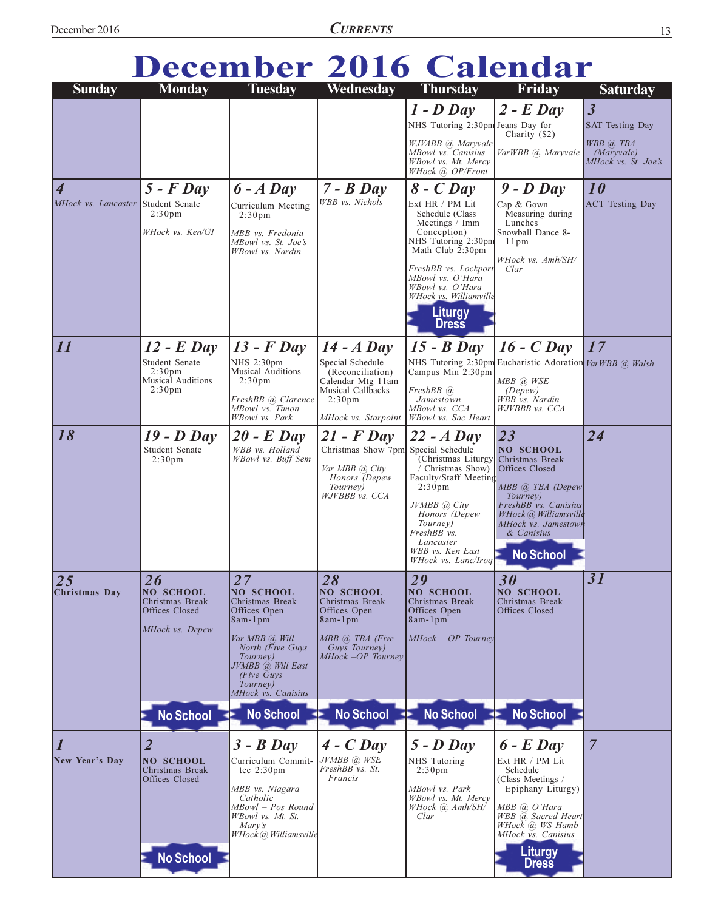# December 2016 Calendar

| Sunday | Monday | Tuesday | Wednesday | Thursday | Friday | Saturday |
|---|---|---|---|---|---|---|
| | | | | **1 - D Day**<br>NHS Tutoring 2:30pm<br>*WJVABB @ Maryvale*<br>*MBowl vs. Canisius*<br>*WBowl vs. Mt. Mercy*<br>*WHock @ OP/Front* | **2 - E Day**<br>Jeans Day for Charity ($2)<br>*VarWBB @ Maryvale* | **3**<br>SAT Testing Day<br>*WBB @ TBA (Maryvale)*<br>*MHock vs. St. Joe's* |
| **4**<br>*MHock vs. Lancaster* | **5 - F Day**<br>Student Senate 2:30pm<br>*WHock vs. Ken/GI* | **6 - A Day**<br>Curriculum Meeting 2:30pm<br>*MBB vs. Fredonia*<br>*MBowl vs. St. Joe's*<br>*WBowl vs. Nardin* | **7 - B Day**<br>*WBB vs. Nichols* | **8 - C Day**<br>Ext HR / PM Lit Schedule (Class Meetings / Imm Conception)<br>NHS Tutoring 2:30pm<br>Math Club 2:30pm<br>*FreshBB vs. Lockport*<br>*MBowl vs. O'Hara*<br>*WBowl vs. O'Hara*<br>*WHock vs. Williamsville*<br>Liturgy Dress | **9 - D Day**<br>Cap & Gown Measuring during Lunches<br>Snowball Dance 8-11pm<br>*WHock vs. Amh/SH/Clar* | **10**<br>ACT Testing Day |
| **11** | **12 - E Day**<br>Student Senate 2:30pm<br>Musical Auditions 2:30pm | **13 - F Day**<br>NHS 2:30pm<br>Musical Auditions 2:30pm<br>*FreshBB @ Clarence*<br>*MBowl vs. Timon*<br>*WBowl vs. Park* | **14 - A Day**<br>Special Schedule (Reconciliation)<br>Calendar Mtg 11am<br>Musical Callbacks 2:30pm<br>*MHock vs. Starpoint* | **15 - B Day**<br>NHS Tutoring 2:30pm<br>Campus Min 2:30pm<br>*FreshBB @ Jamestown*<br>*MBowl vs. CCA*<br>*WBowl vs. Sac Heart* | **16 - C Day**<br>Eucharistic Adoration<br>*MBB @ WSE (Depew)*<br>*WBB vs. Nardin*<br>*WJVBBB vs. CCA* | **17**<br>*VarWBB @ Walsh* |
| **18** | **19 - D Day**<br>Student Senate 2:30pm | **20 - E Day**<br>*WBB vs. Holland*<br>*WBowl vs. Buff Sem* | **21 - F Day**<br>Christmas Show 7pm<br>*Var MBB @ City Honors (Depew Tourney)*<br>*WJVBBB vs. CCA* | **22 - A Day**<br>Special Schedule (Christmas Liturgy / Christmas Show)<br>Faculty/Staff Meeting 2:30pm<br>*JVMBB @ City Honors (Depew Tourney)*<br>*FreshBB vs. Lancaster*<br>*WBB vs. Ken East*<br>*WHock vs. Lanc/Iroq* | **23**<br>NO SCHOOL<br>Christmas Break<br>Offices Closed<br>*MBB @ TBA (Depew Tourney)*<br>*FreshBB vs. Canisius*<br>*WHock @ Williamsville*<br>*MHock vs. Jamestown & Canisius*<br>No School | **24** |
| **25**<br>Christmas Day | **26**<br>NO SCHOOL<br>Christmas Break<br>Offices Closed<br>*MHock vs. Depew*<br>No School | **27**<br>NO SCHOOL<br>Christmas Break<br>Offices Open 8am-1pm<br>*Var MBB @ Will North (Five Guys Tourney)*<br>*JVMBB @ Will East (Five Guys Tourney)*<br>*MHock vs. Canisius*<br>No School | **28**<br>NO SCHOOL<br>Christmas Break<br>Offices Open 8am-1pm<br>*MBB @ TBA (Five Guys Tourney)*<br>*MHock –OP Tourney*<br>No School | **29**<br>NO SCHOOL<br>Christmas Break<br>Offices Open 8am-1pm<br>*MHock – OP Tourney*<br>No School | **30**<br>NO SCHOOL<br>Christmas Break<br>Offices Closed<br>No School | **31** |
| **1**<br>New Year's Day | **2**<br>NO SCHOOL<br>Christmas Break<br>Offices Closed<br>No School | **3 - B Day**<br>Curriculum Committee 2:30pm<br>*MBB vs. Niagara Catholic*<br>*MBowl – Pos Round*<br>*WBowl vs. Mt. St. Mary's*<br>*WHock @ Williamsville* | **4 - C Day**<br>*JVMBB @ WSE*<br>*FreshBB vs. St. Francis* | **5 - D Day**<br>NHS Tutoring 2:30pm<br>*MBowl vs. Park*<br>*WBowl vs. Mt. Mercy*<br>*WHock @ Amh/SH/Clar* | **6 - E Day**<br>Ext HR / PM Lit Schedule (Class Meetings / Epiphany Liturgy)<br>*MBB @ O'Hara*<br>*WBB @ Sacred Heart*<br>*WHock @ WS Hamb*<br>*MHock vs. Canisius*<br>Liturgy Dress | **7** |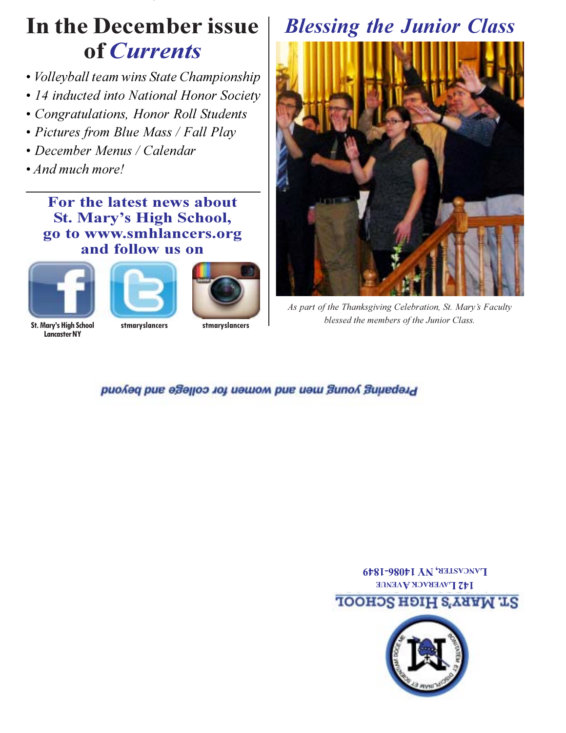# In the December issue of *Currents*

- *Volleyball team wins State Championship*
- *14 inducted into National Honor Society*
- *Congratulations, Honor Roll Students*
- *Pictures from Blue Mass / Fall Play*
- *December Menus / Calendar*
- *And much more!*

**For the latest news about St. Mary's High School, go to www.smhlancers.org and follow us on**

St. Mary's High School Lancaster NY

stmaryslancers

stmaryslancers

## *Blessing the Junior Class*

*As part of the Thanksgiving Celebration, St. Mary's Faculty blessed the members of the Junior Class.*

Preparing young men and women for college and beyond

ST. MARY'S HIGH SCHOOL
142 LAVERACK AVENUE
LANCASTER, NY 14086-1849